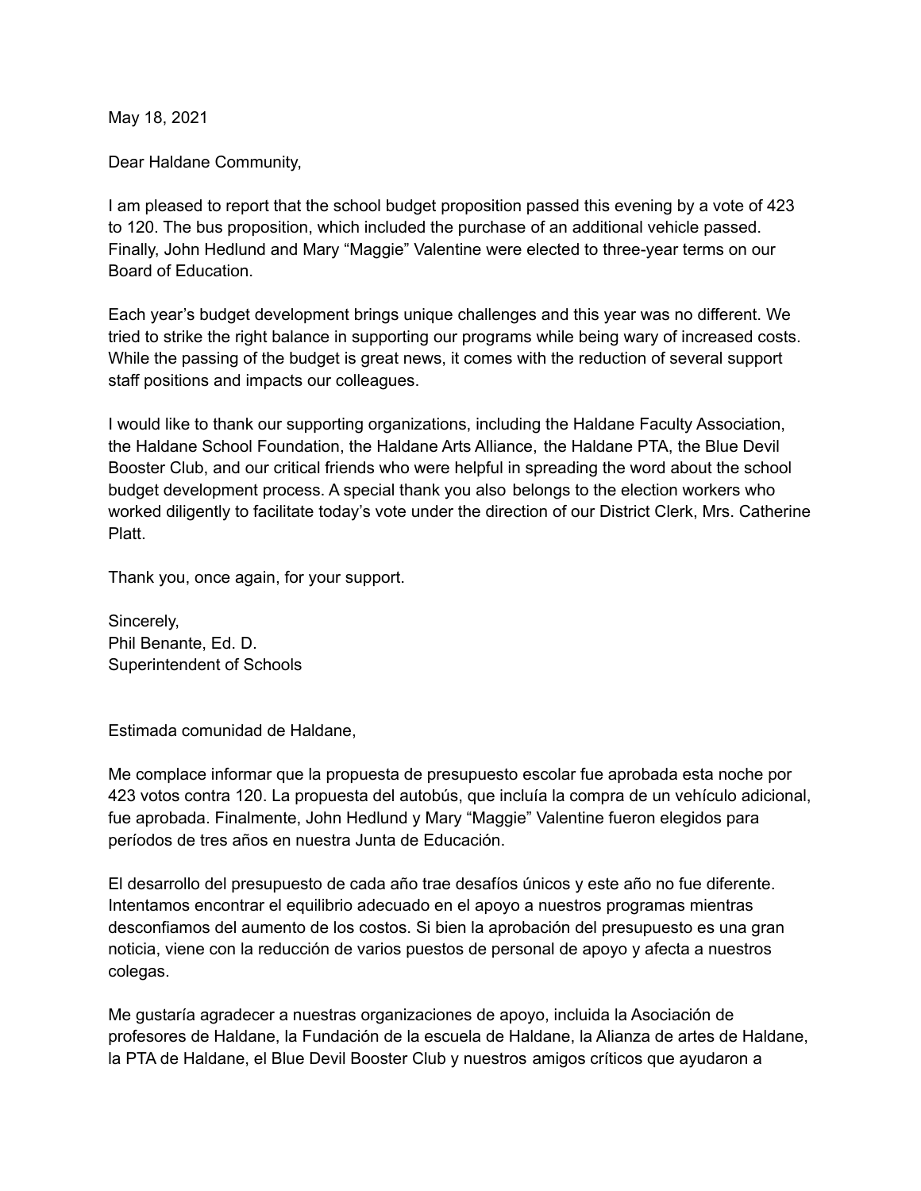May 18, 2021

Dear Haldane Community,

I am pleased to report that the school budget proposition passed this evening by a vote of 423 to 120. The bus proposition, which included the purchase of an additional vehicle passed. Finally, John Hedlund and Mary "Maggie" Valentine were elected to three-year terms on our Board of Education.

Each year's budget development brings unique challenges and this year was no different. We tried to strike the right balance in supporting our programs while being wary of increased costs. While the passing of the budget is great news, it comes with the reduction of several support staff positions and impacts our colleagues.

I would like to thank our supporting organizations, including the Haldane Faculty Association, the Haldane School Foundation, the Haldane Arts Alliance, the Haldane PTA, the Blue Devil Booster Club, and our critical friends who were helpful in spreading the word about the school budget development process. A special thank you also belongs to the election workers who worked diligently to facilitate today's vote under the direction of our District Clerk, Mrs. Catherine Platt.

Thank you, once again, for your support.

Sincerely,
Phil Benante, Ed. D.
Superintendent of Schools

Estimada comunidad de Haldane,

Me complace informar que la propuesta de presupuesto escolar fue aprobada esta noche por 423 votos contra 120. La propuesta del autobús, que incluía la compra de un vehículo adicional, fue aprobada. Finalmente, John Hedlund y Mary "Maggie" Valentine fueron elegidos para períodos de tres años en nuestra Junta de Educación.

El desarrollo del presupuesto de cada año trae desafíos únicos y este año no fue diferente. Intentamos encontrar el equilibrio adecuado en el apoyo a nuestros programas mientras desconfiamos del aumento de los costos. Si bien la aprobación del presupuesto es una gran noticia, viene con la reducción de varios puestos de personal de apoyo y afecta a nuestros colegas.

Me gustaría agradecer a nuestras organizaciones de apoyo, incluida la Asociación de profesores de Haldane, la Fundación de la escuela de Haldane, la Alianza de artes de Haldane, la PTA de Haldane, el Blue Devil Booster Club y nuestros amigos críticos que ayudaron a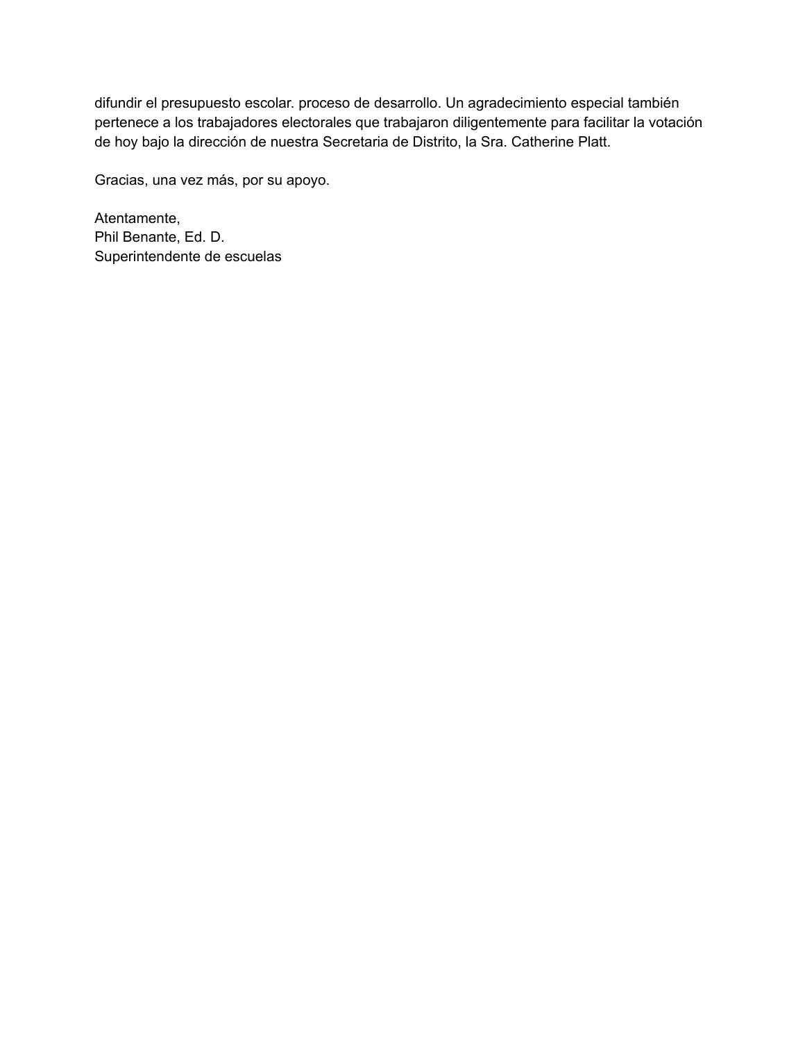difundir el presupuesto escolar. proceso de desarrollo. Un agradecimiento especial también pertenece a los trabajadores electorales que trabajaron diligentemente para facilitar la votación de hoy bajo la dirección de nuestra Secretaria de Distrito, la Sra. Catherine Platt.

Gracias, una vez más, por su apoyo.

Atentamente,
Phil Benante, Ed. D.
Superintendente de escuelas